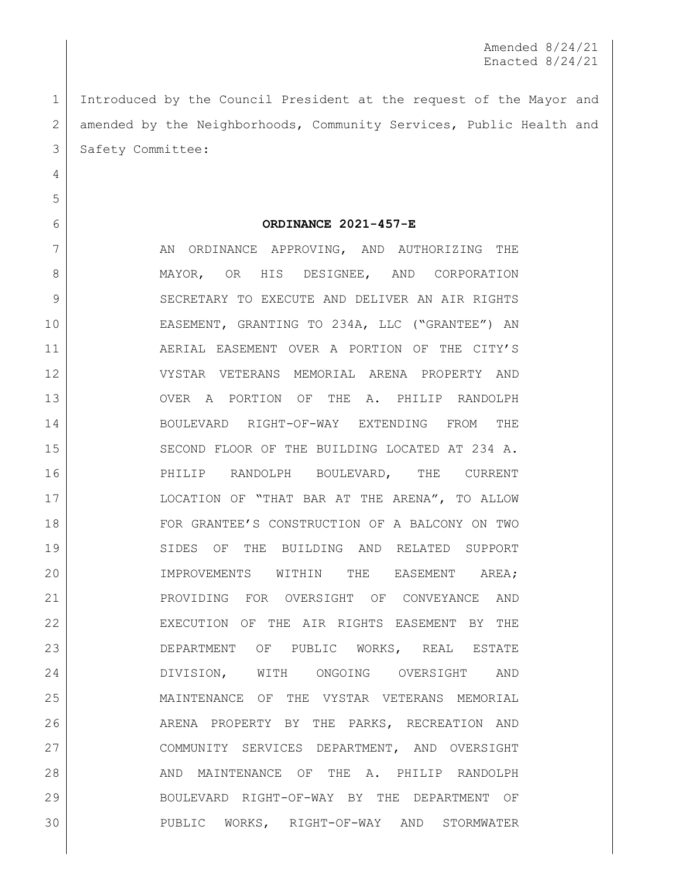Amended 8/24/21
Enacted 8/24/21

Introduced by the Council President at the request of the Mayor and amended by the Neighborhoods, Community Services, Public Health and Safety Committee:

**ORDINANCE 2021-457-E**

AN ORDINANCE APPROVING, AND AUTHORIZING THE MAYOR, OR HIS DESIGNEE, AND CORPORATION SECRETARY TO EXECUTE AND DELIVER AN AIR RIGHTS EASEMENT, GRANTING TO 234A, LLC ("GRANTEE") AN AERIAL EASEMENT OVER A PORTION OF THE CITY'S VYSTAR VETERANS MEMORIAL ARENA PROPERTY AND OVER A PORTION OF THE A. PHILIP RANDOLPH BOULEVARD RIGHT-OF-WAY EXTENDING FROM THE SECOND FLOOR OF THE BUILDING LOCATED AT 234 A. PHILIP RANDOLPH BOULEVARD, THE CURRENT LOCATION OF "THAT BAR AT THE ARENA", TO ALLOW FOR GRANTEE'S CONSTRUCTION OF A BALCONY ON TWO SIDES OF THE BUILDING AND RELATED SUPPORT IMPROVEMENTS WITHIN THE EASEMENT AREA; PROVIDING FOR OVERSIGHT OF CONVEYANCE AND EXECUTION OF THE AIR RIGHTS EASEMENT BY THE DEPARTMENT OF PUBLIC WORKS, REAL ESTATE DIVISION, WITH ONGOING OVERSIGHT AND MAINTENANCE OF THE VYSTAR VETERANS MEMORIAL ARENA PROPERTY BY THE PARKS, RECREATION AND COMMUNITY SERVICES DEPARTMENT, AND OVERSIGHT AND MAINTENANCE OF THE A. PHILIP RANDOLPH BOULEVARD RIGHT-OF-WAY BY THE DEPARTMENT OF PUBLIC WORKS, RIGHT-OF-WAY AND STORMWATER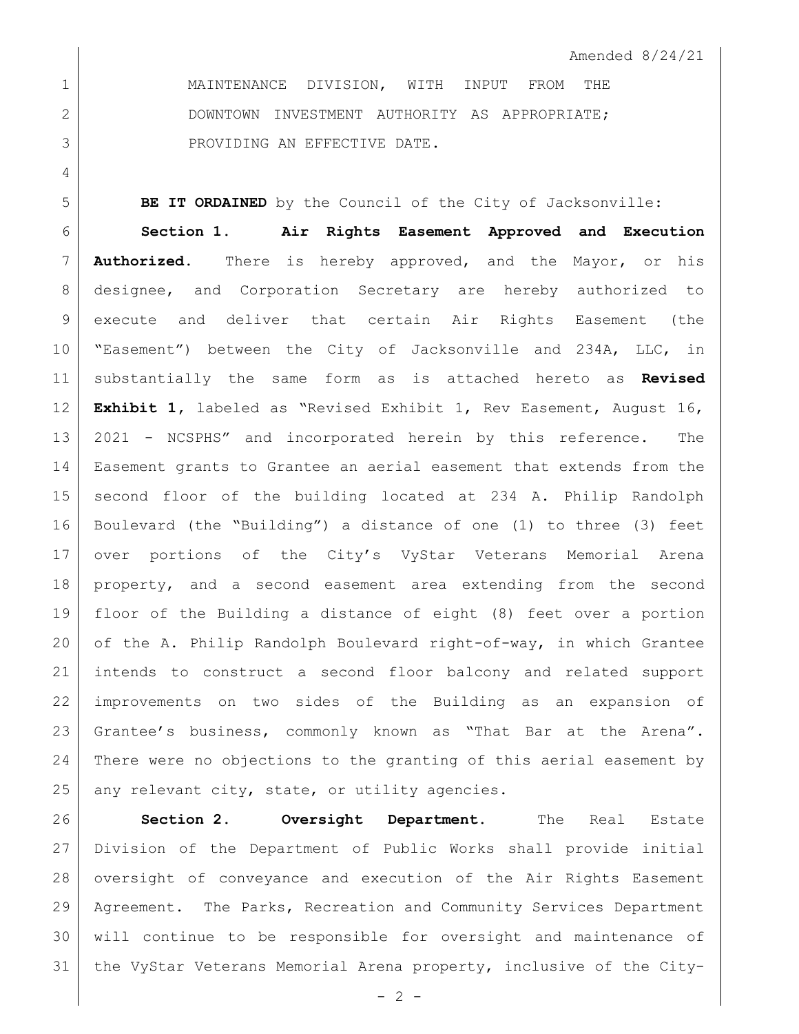Amended 8/24/21

MAINTENANCE DIVISION, WITH INPUT FROM THE DOWNTOWN INVESTMENT AUTHORITY AS APPROPRIATE; PROVIDING AN EFFECTIVE DATE.

**BE IT ORDAINED** by the Council of the City of Jacksonville:

**Section 1. Air Rights Easement Approved and Execution Authorized.** There is hereby approved, and the Mayor, or his designee, and Corporation Secretary are hereby authorized to execute and deliver that certain Air Rights Easement (the "Easement") between the City of Jacksonville and 234A, LLC, in substantially the same form as is attached hereto as **Revised Exhibit 1**, labeled as "Revised Exhibit 1, Rev Easement, August 16, 2021 - NCSPHS" and incorporated herein by this reference. The Easement grants to Grantee an aerial easement that extends from the second floor of the building located at 234 A. Philip Randolph Boulevard (the "Building") a distance of one (1) to three (3) feet over portions of the City's VyStar Veterans Memorial Arena property, and a second easement area extending from the second floor of the Building a distance of eight (8) feet over a portion of the A. Philip Randolph Boulevard right-of-way, in which Grantee intends to construct a second floor balcony and related support improvements on two sides of the Building as an expansion of Grantee's business, commonly known as "That Bar at the Arena". There were no objections to the granting of this aerial easement by any relevant city, state, or utility agencies.

**Section 2. Oversight Department.** The Real Estate Division of the Department of Public Works shall provide initial oversight of conveyance and execution of the Air Rights Easement Agreement. The Parks, Recreation and Community Services Department will continue to be responsible for oversight and maintenance of the VyStar Veterans Memorial Arena property, inclusive of the City-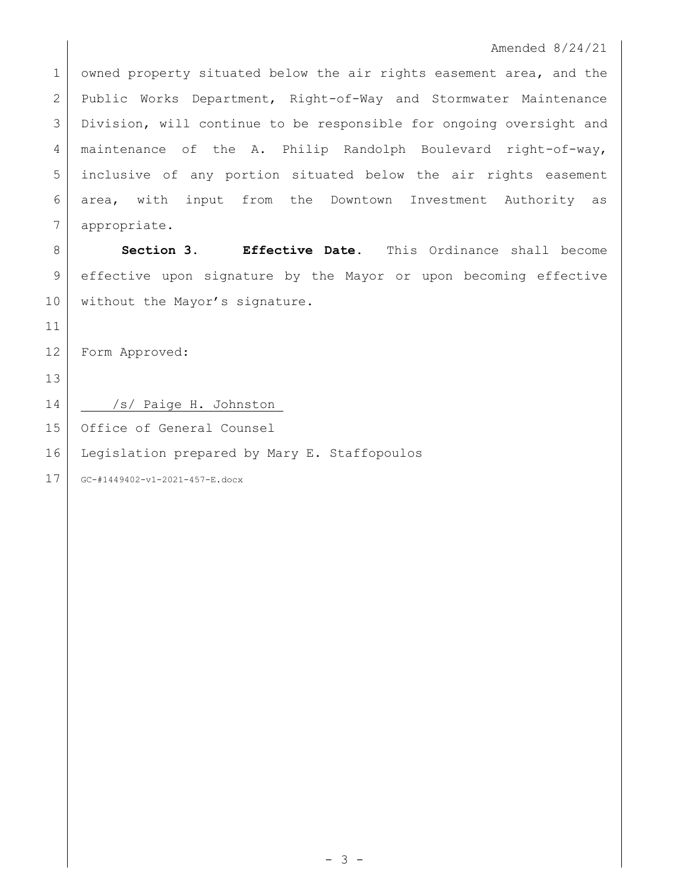Amended 8/24/21

owned property situated below the air rights easement area, and the Public Works Department, Right-of-Way and Stormwater Maintenance Division, will continue to be responsible for ongoing oversight and maintenance of the A. Philip Randolph Boulevard right-of-way, inclusive of any portion situated below the air rights easement area, with input from the Downtown Investment Authority as appropriate.

**Section 3. Effective Date.** This Ordinance shall become effective upon signature by the Mayor or upon becoming effective without the Mayor's signature.

Form Approved:

/s/ Paige H. Johnston

Office of General Counsel

Legislation prepared by Mary E. Staffopoulos

GC-#1449402-v1-2021-457-E.docx